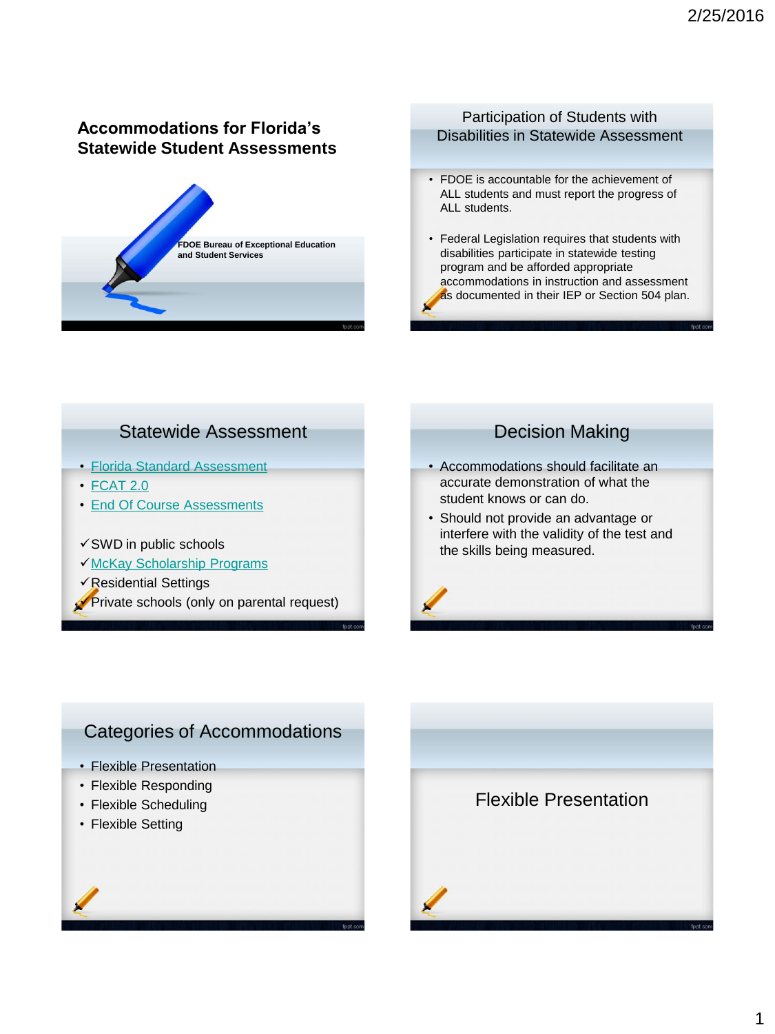# Accommodations for Florida's Statewide Student Assessments

FDOE Bureau of Exceptional Education and Student Services

## Participation of Students with Disabilities in Statewide Assessment

- FDOE is accountable for the achievement of ALL students and must report the progress of ALL students.
- Federal Legislation requires that students with disabilities participate in statewide testing program and be afforded appropriate accommodations in instruction and assessment as documented in their IEP or Section 504 plan.

## Statewide Assessment

- Florida Standard Assessment
- FCAT 2.0
- End Of Course Assessments

✓SWD in public schools
✓McKay Scholarship Programs
✓Residential Settings
✓Private schools (only on parental request)

## Decision Making

- Accommodations should facilitate an accurate demonstration of what the student knows or can do.
- Should not provide an advantage or interfere with the validity of the test and the skills being measured.

## Categories of Accommodations

- Flexible Presentation
- Flexible Responding
- Flexible Scheduling
- Flexible Setting

## Flexible Presentation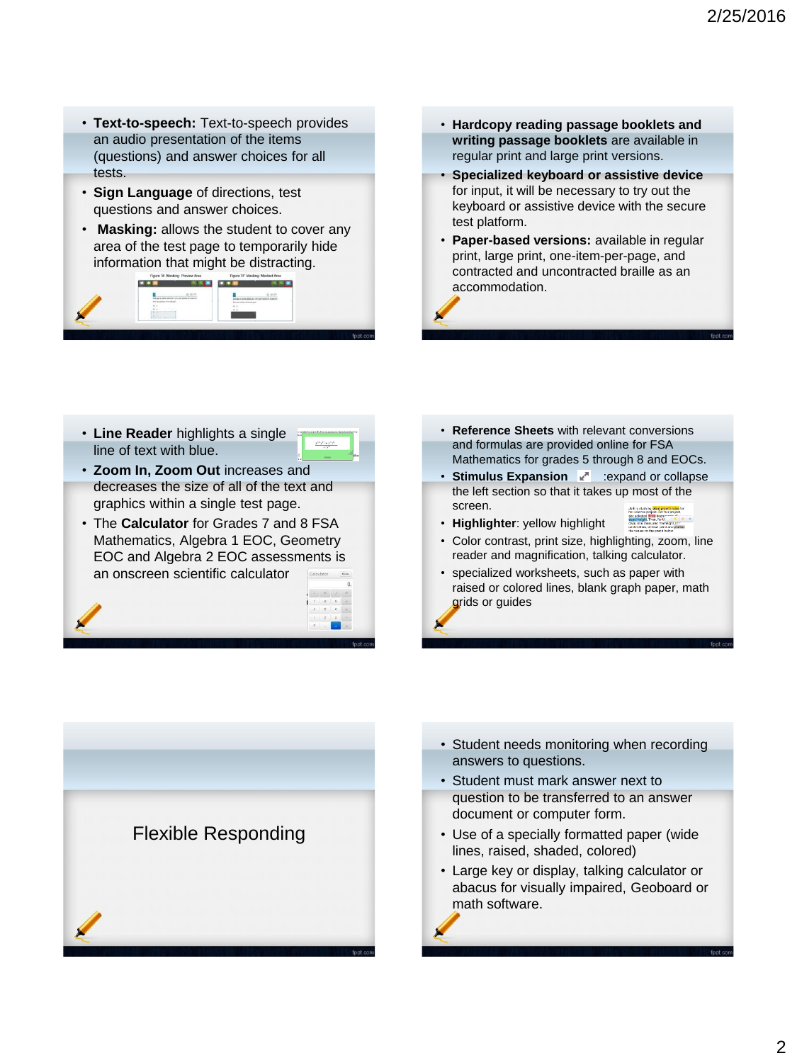- **Text-to-speech:** Text-to-speech provides an audio presentation of the items (questions) and answer choices for all tests.
- **Sign Language** of directions, test questions and answer choices.
- **Masking:** allows the student to cover any area of the test page to temporarily hide information that might be distracting.

Figure 36: Masking: Preview Area

Figure 37: Masking: Masked Area

- **Hardcopy reading passage booklets and writing passage booklets** are available in regular print and large print versions.
- **Specialized keyboard or assistive device** for input, it will be necessary to try out the keyboard or assistive device with the secure test platform.
- **Paper-based versions:** available in regular print, large print, one-item-per-page, and contracted and uncontracted braille as an accommodation.

- **Line Reader** highlights a single line of text with blue.
- **Zoom In, Zoom Out** increases and decreases the size of all of the text and graphics within a single test page.
- The **Calculator** for Grades 7 and 8 FSA Mathematics, Algebra 1 EOC, Geometry EOC and Algebra 2 EOC assessments is an onscreen scientific calculator

- **Reference Sheets** with relevant conversions and formulas are provided online for FSA Mathematics for grades 5 through 8 and EOCs.
- **Stimulus Expansion** :expand or collapse the left section so that it takes up most of the screen.
- **Highlighter**: yellow highlight
- Color contrast, print size, highlighting, zoom, line reader and magnification, talking calculator.
- specialized worksheets, such as paper with raised or colored lines, blank graph paper, math grids or guides

## Flexible Responding

- Student needs monitoring when recording answers to questions.
- Student must mark answer next to question to be transferred to an answer document or computer form.
- Use of a specially formatted paper (wide lines, raised, shaded, colored)
- Large key or display, talking calculator or abacus for visually impaired, Geoboard or math software.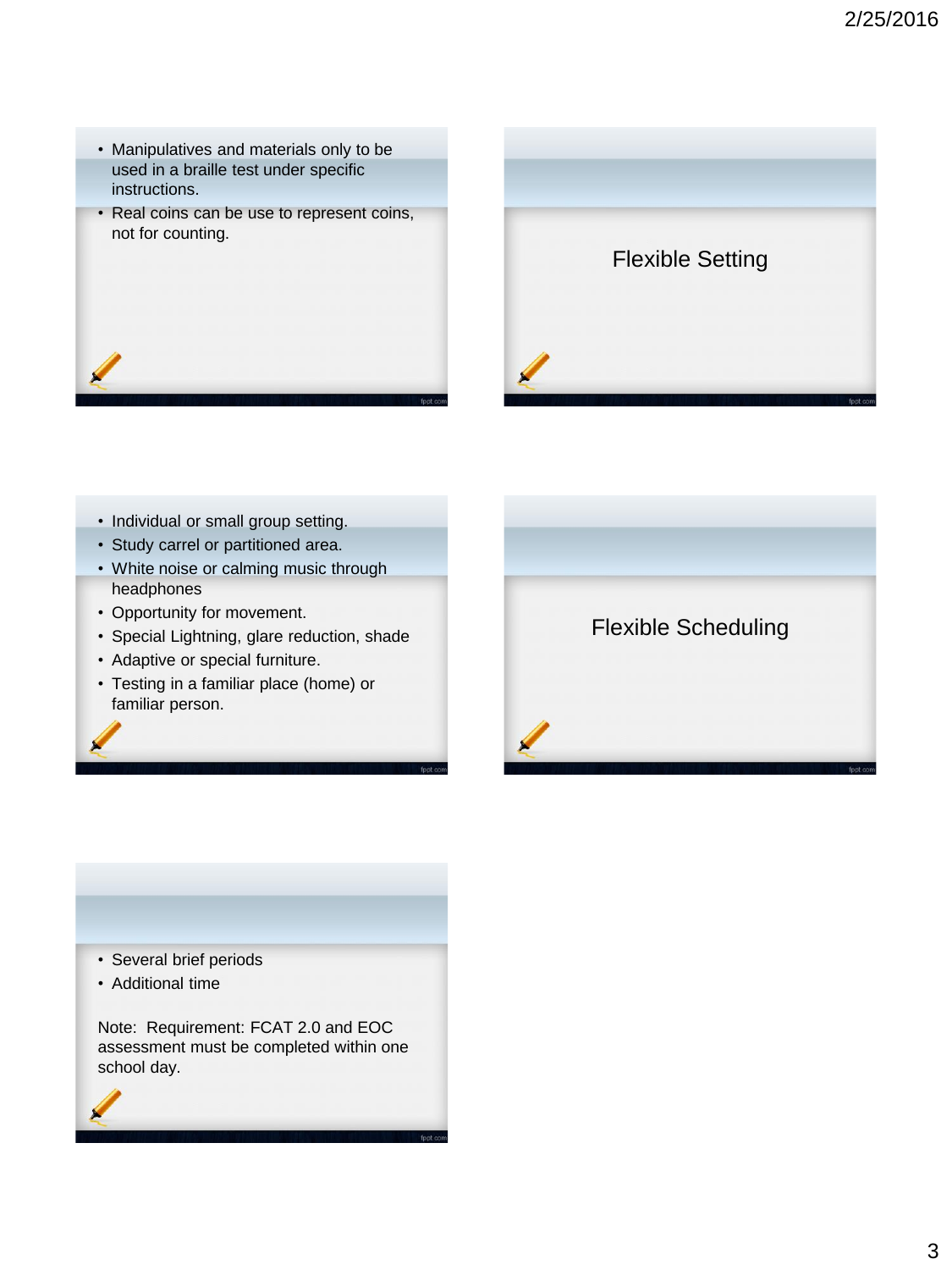- Manipulatives and materials only to be used in a braille test under specific instructions.
- Real coins can be use to represent coins, not for counting.

## Flexible Setting

- Individual or small group setting.
- Study carrel or partitioned area.
- White noise or calming music through headphones
- Opportunity for movement.
- Special Lightning, glare reduction, shade
- Adaptive or special furniture.
- Testing in a familiar place (home) or familiar person.

## Flexible Scheduling

- Several brief periods
- Additional time

Note: Requirement: FCAT 2.0 and EOC assessment must be completed within one school day.